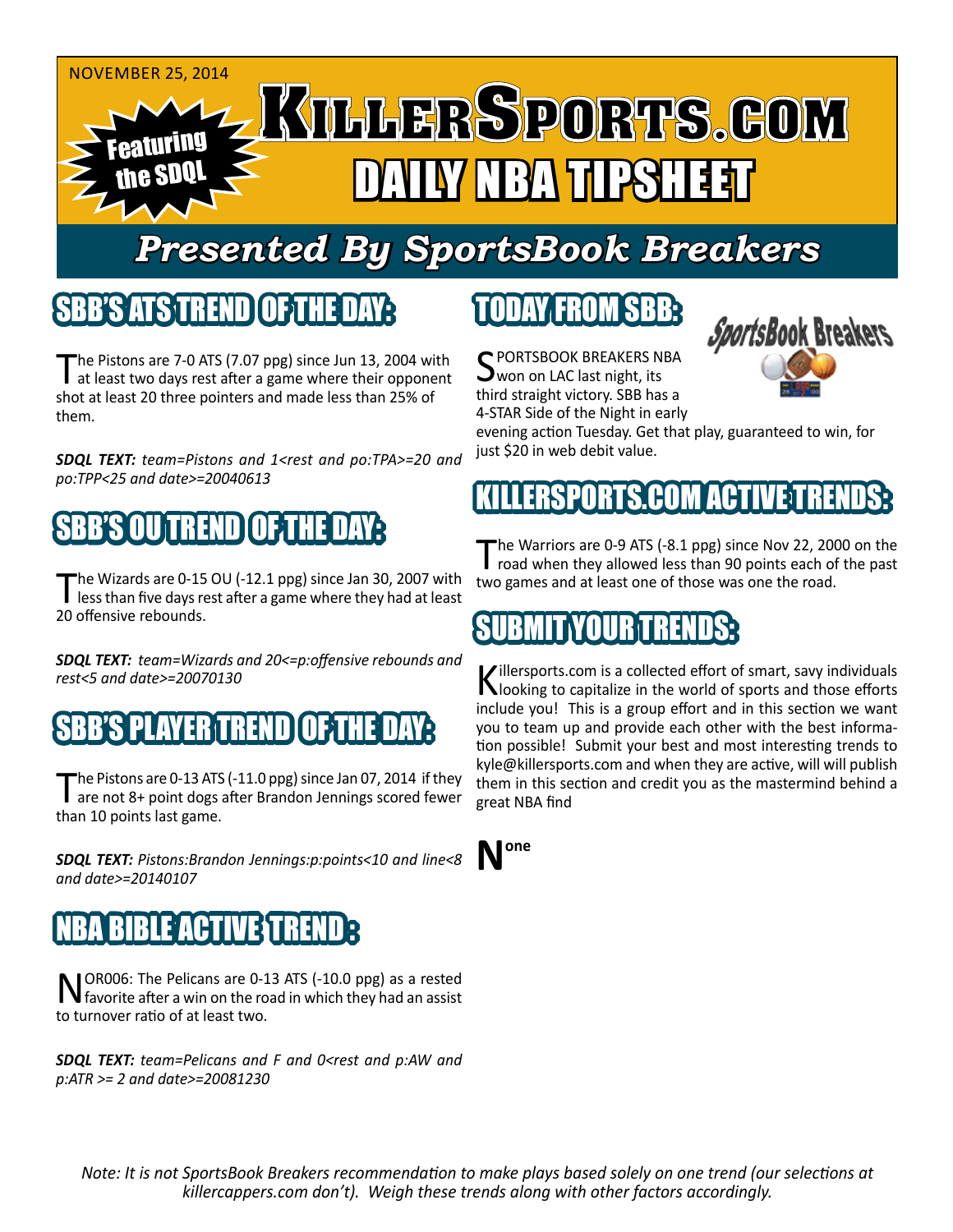NOVEMBER 25, 2014

Featuring the SDQL

# KILLERSPORTS.COM DAILY NBA TIPSHEET

## Presented By SportsBook Breakers

## SBB'S ATS TREND OF THE DAY:

The Pistons are 7-0 ATS (7.07 ppg) since Jun 13, 2004 with at least two days rest after a game where their opponent shot at least 20 three pointers and made less than 25% of them.

***SDQL TEXT:*** *team=Pistons and 1<rest and po:TPA>=20 and po:TPP<25 and date>=20040613*

## SBB'S OU TREND OF THE DAY:

The Wizards are 0-15 OU (-12.1 ppg) since Jan 30, 2007 with less than five days rest after a game where they had at least 20 offensive rebounds.

***SDQL TEXT:*** *team=Wizards and 20<=p:offensive rebounds and rest<5 and date>=20070130*

## SBB'S PLAYER TREND OF THE DAY:

The Pistons are 0-13 ATS (-11.0 ppg) since Jan 07, 2014 if they are not 8+ point dogs after Brandon Jennings scored fewer than 10 points last game.

***SDQL TEXT:*** *Pistons:Brandon Jennings:p:points<10 and line<8 and date>=20140107*

## NBA BIBLE ACTIVE TREND:

NOR006: The Pelicans are 0-13 ATS (-10.0 ppg) as a rested favorite after a win on the road in which they had an assist to turnover ratio of at least two.

***SDQL TEXT:*** *team=Pelicans and F and 0<rest and p:AW and p:ATR >= 2 and date>=20081230*

## TODAY FROM SBB:

SportsBook Breakers

SPORTSBOOK BREAKERS NBA won on LAC last night, its third straight victory. SBB has a 4-STAR Side of the Night in early evening action Tuesday. Get that play, guaranteed to win, for just $20 in web debit value.

## KILLERSPORTS.COM ACTIVE TRENDS:

The Warriors are 0-9 ATS (-8.1 ppg) since Nov 22, 2000 on the road when they allowed less than 90 points each of the past two games and at least one of those was one the road.

## SUBMIT YOUR TRENDS:

Killersports.com is a collected effort of smart, savy individuals looking to capitalize in the world of sports and those efforts include you! This is a group effort and in this section we want you to team up and provide each other with the best information possible! Submit your best and most interesting trends to kyle@killersports.com and when they are active, will will publish them in this section and credit you as the mastermind behind a great NBA find

None

*Note: It is not SportsBook Breakers recommendation to make plays based solely on one trend (our selections at killercappers.com don't). Weigh these trends along with other factors accordingly.*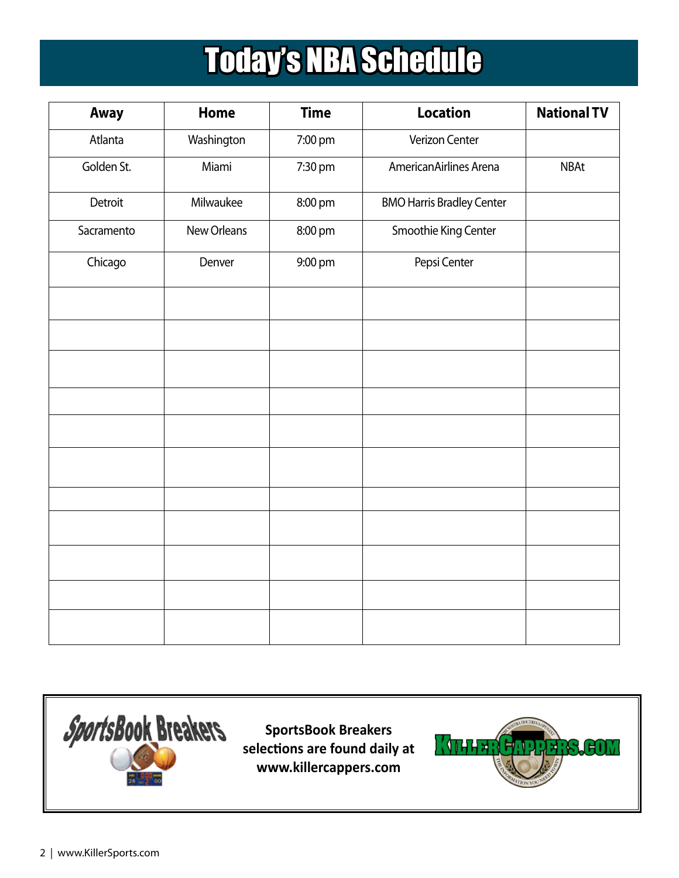# Today's NBA Schedule

| Away | Home | Time | Location | National TV |
|---|---|---|---|---|
| Atlanta | Washington | 7:00 pm | Verizon Center | |
| Golden St. | Miami | 7:30 pm | AmericanAirlines Arena | NBAt |
| Detroit | Milwaukee | 8:00 pm | BMO Harris Bradley Center | |
| Sacramento | New Orleans | 8:00 pm | Smoothie King Center | |
| Chicago | Denver | 9:00 pm | Pepsi Center | |
| | | | | |
| | | | | |
| | | | | |
| | | | | |
| | | | | |
| | | | | |
| | | | | |
| | | | | |
| | | | | |
| | | | | |
| | | | | |

SportsBook Breakers

**SportsBook Breakers selections are found daily at www.killercappers.com**

KILLERCAPPERS.COM